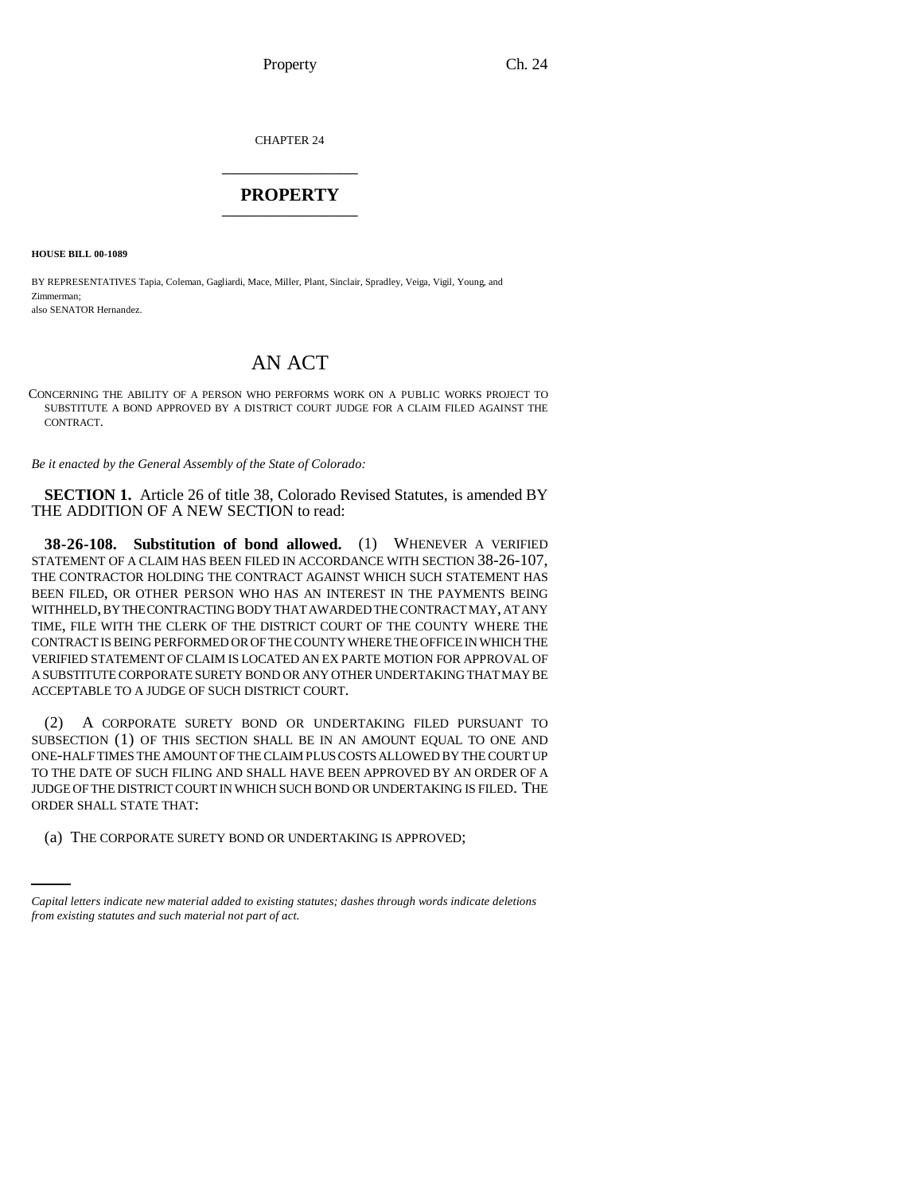CHAPTER 24

# PROPERTY

**HOUSE BILL 00-1089**

BY REPRESENTATIVES Tapia, Coleman, Gagliardi, Mace, Miller, Plant, Sinclair, Spradley, Veiga, Vigil, Young, and Zimmerman;
also SENATOR Hernandez.

# AN ACT

CONCERNING THE ABILITY OF A PERSON WHO PERFORMS WORK ON A PUBLIC WORKS PROJECT TO SUBSTITUTE A BOND APPROVED BY A DISTRICT COURT JUDGE FOR A CLAIM FILED AGAINST THE CONTRACT.

*Be it enacted by the General Assembly of the State of Colorado:*

**SECTION 1.** Article 26 of title 38, Colorado Revised Statutes, is amended BY THE ADDITION OF A NEW SECTION to read:

**38-26-108. Substitution of bond allowed.** (1) WHENEVER A VERIFIED STATEMENT OF A CLAIM HAS BEEN FILED IN ACCORDANCE WITH SECTION 38-26-107, THE CONTRACTOR HOLDING THE CONTRACT AGAINST WHICH SUCH STATEMENT HAS BEEN FILED, OR OTHER PERSON WHO HAS AN INTEREST IN THE PAYMENTS BEING WITHHELD, BY THE CONTRACTING BODY THAT AWARDED THE CONTRACT MAY, AT ANY TIME, FILE WITH THE CLERK OF THE DISTRICT COURT OF THE COUNTY WHERE THE CONTRACT IS BEING PERFORMED OR OF THE COUNTY WHERE THE OFFICE IN WHICH THE VERIFIED STATEMENT OF CLAIM IS LOCATED AN EX PARTE MOTION FOR APPROVAL OF A SUBSTITUTE CORPORATE SURETY BOND OR ANY OTHER UNDERTAKING THAT MAY BE ACCEPTABLE TO A JUDGE OF SUCH DISTRICT COURT.

(2) A CORPORATE SURETY BOND OR UNDERTAKING FILED PURSUANT TO SUBSECTION (1) OF THIS SECTION SHALL BE IN AN AMOUNT EQUAL TO ONE AND ONE-HALF TIMES THE AMOUNT OF THE CLAIM PLUS COSTS ALLOWED BY THE COURT UP TO THE DATE OF SUCH FILING AND SHALL HAVE BEEN APPROVED BY AN ORDER OF A JUDGE OF THE DISTRICT COURT IN WHICH SUCH BOND OR UNDERTAKING IS FILED. THE ORDER SHALL STATE THAT:

(a) THE CORPORATE SURETY BOND OR UNDERTAKING IS APPROVED;

*Capital letters indicate new material added to existing statutes; dashes through words indicate deletions from existing statutes and such material not part of act.*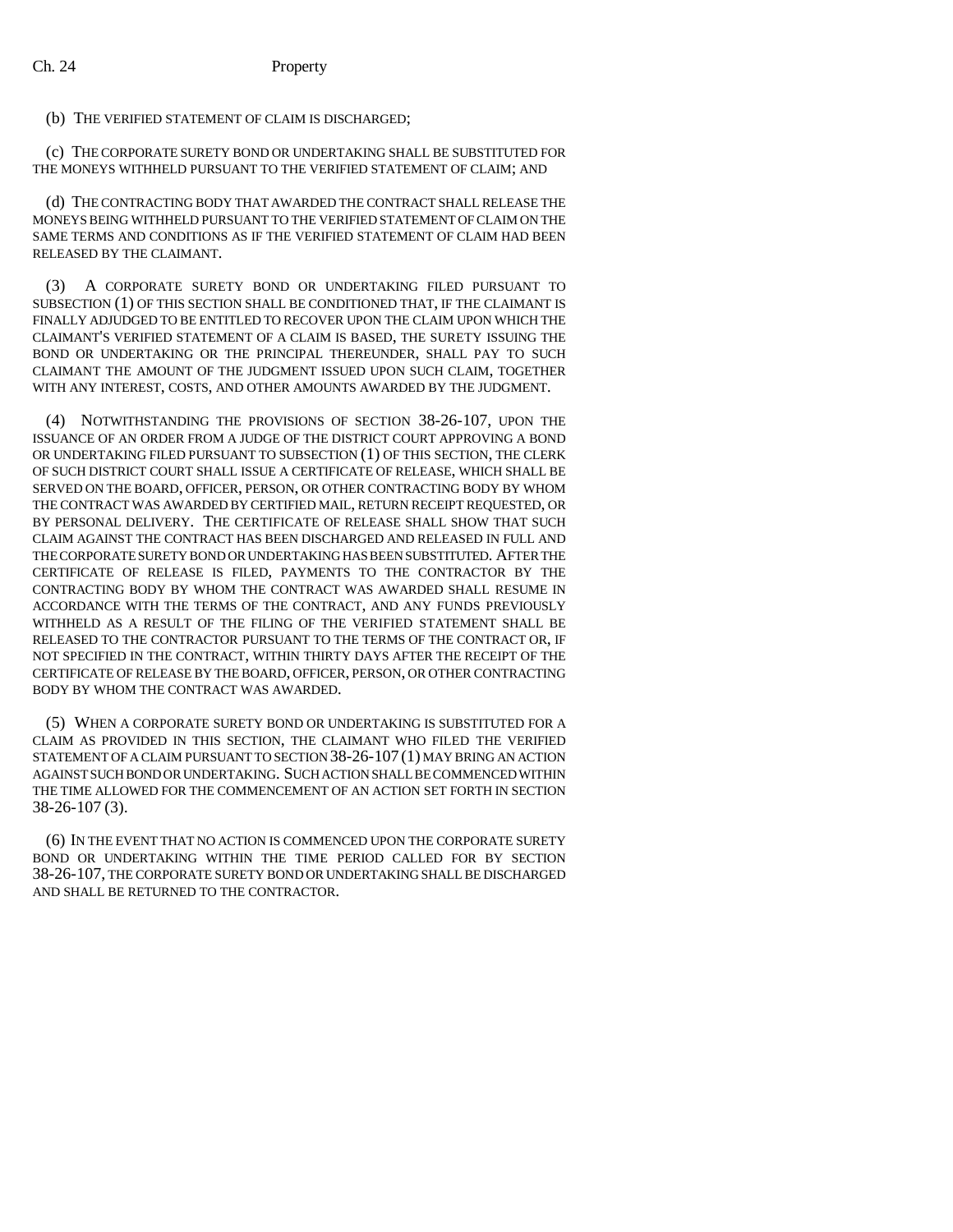(b) THE VERIFIED STATEMENT OF CLAIM IS DISCHARGED;

(c) THE CORPORATE SURETY BOND OR UNDERTAKING SHALL BE SUBSTITUTED FOR THE MONEYS WITHHELD PURSUANT TO THE VERIFIED STATEMENT OF CLAIM; AND

(d) THE CONTRACTING BODY THAT AWARDED THE CONTRACT SHALL RELEASE THE MONEYS BEING WITHHELD PURSUANT TO THE VERIFIED STATEMENT OF CLAIM ON THE SAME TERMS AND CONDITIONS AS IF THE VERIFIED STATEMENT OF CLAIM HAD BEEN RELEASED BY THE CLAIMANT.

(3) A CORPORATE SURETY BOND OR UNDERTAKING FILED PURSUANT TO SUBSECTION (1) OF THIS SECTION SHALL BE CONDITIONED THAT, IF THE CLAIMANT IS FINALLY ADJUDGED TO BE ENTITLED TO RECOVER UPON THE CLAIM UPON WHICH THE CLAIMANT'S VERIFIED STATEMENT OF A CLAIM IS BASED, THE SURETY ISSUING THE BOND OR UNDERTAKING OR THE PRINCIPAL THEREUNDER, SHALL PAY TO SUCH CLAIMANT THE AMOUNT OF THE JUDGMENT ISSUED UPON SUCH CLAIM, TOGETHER WITH ANY INTEREST, COSTS, AND OTHER AMOUNTS AWARDED BY THE JUDGMENT.

(4) NOTWITHSTANDING THE PROVISIONS OF SECTION 38-26-107, UPON THE ISSUANCE OF AN ORDER FROM A JUDGE OF THE DISTRICT COURT APPROVING A BOND OR UNDERTAKING FILED PURSUANT TO SUBSECTION (1) OF THIS SECTION, THE CLERK OF SUCH DISTRICT COURT SHALL ISSUE A CERTIFICATE OF RELEASE, WHICH SHALL BE SERVED ON THE BOARD, OFFICER, PERSON, OR OTHER CONTRACTING BODY BY WHOM THE CONTRACT WAS AWARDED BY CERTIFIED MAIL, RETURN RECEIPT REQUESTED, OR BY PERSONAL DELIVERY. THE CERTIFICATE OF RELEASE SHALL SHOW THAT SUCH CLAIM AGAINST THE CONTRACT HAS BEEN DISCHARGED AND RELEASED IN FULL AND THE CORPORATE SURETY BOND OR UNDERTAKING HAS BEEN SUBSTITUTED. AFTER THE CERTIFICATE OF RELEASE IS FILED, PAYMENTS TO THE CONTRACTOR BY THE CONTRACTING BODY BY WHOM THE CONTRACT WAS AWARDED SHALL RESUME IN ACCORDANCE WITH THE TERMS OF THE CONTRACT, AND ANY FUNDS PREVIOUSLY WITHHELD AS A RESULT OF THE FILING OF THE VERIFIED STATEMENT SHALL BE RELEASED TO THE CONTRACTOR PURSUANT TO THE TERMS OF THE CONTRACT OR, IF NOT SPECIFIED IN THE CONTRACT, WITHIN THIRTY DAYS AFTER THE RECEIPT OF THE CERTIFICATE OF RELEASE BY THE BOARD, OFFICER, PERSON, OR OTHER CONTRACTING BODY BY WHOM THE CONTRACT WAS AWARDED.

(5) WHEN A CORPORATE SURETY BOND OR UNDERTAKING IS SUBSTITUTED FOR A CLAIM AS PROVIDED IN THIS SECTION, THE CLAIMANT WHO FILED THE VERIFIED STATEMENT OF A CLAIM PURSUANT TO SECTION 38-26-107 (1) MAY BRING AN ACTION AGAINST SUCH BOND OR UNDERTAKING. SUCH ACTION SHALL BE COMMENCED WITHIN THE TIME ALLOWED FOR THE COMMENCEMENT OF AN ACTION SET FORTH IN SECTION 38-26-107 (3).

(6) IN THE EVENT THAT NO ACTION IS COMMENCED UPON THE CORPORATE SURETY BOND OR UNDERTAKING WITHIN THE TIME PERIOD CALLED FOR BY SECTION 38-26-107, THE CORPORATE SURETY BOND OR UNDERTAKING SHALL BE DISCHARGED AND SHALL BE RETURNED TO THE CONTRACTOR.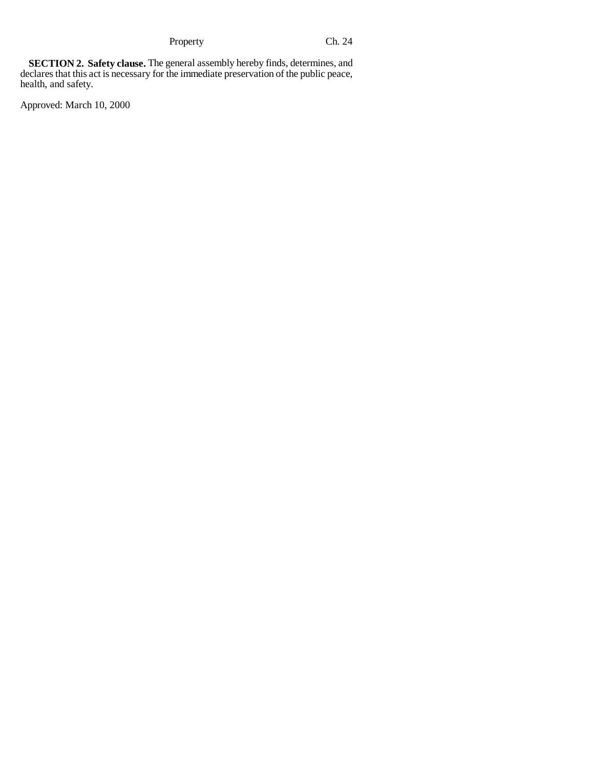**SECTION 2. Safety clause.** The general assembly hereby finds, determines, and declares that this act is necessary for the immediate preservation of the public peace, health, and safety.

Approved: March 10, 2000